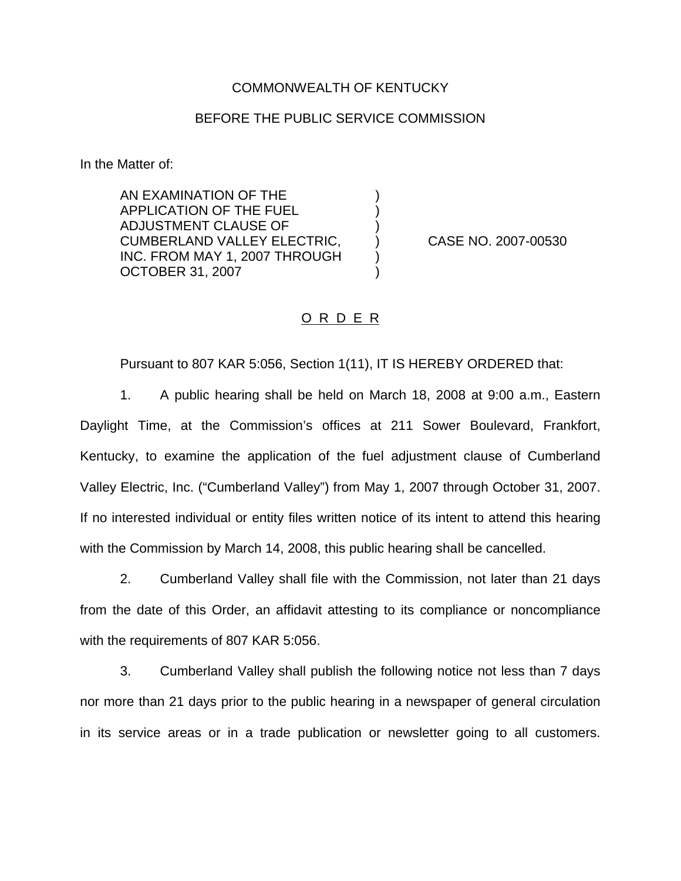COMMONWEALTH OF KENTUCKY

BEFORE THE PUBLIC SERVICE COMMISSION

In the Matter of:

AN EXAMINATION OF THE APPLICATION OF THE FUEL ADJUSTMENT CLAUSE OF CUMBERLAND VALLEY ELECTRIC, INC. FROM MAY 1, 2007 THROUGH OCTOBER 31, 2007 ) CASE NO. 2007-00530

O R D E R

Pursuant to 807 KAR 5:056, Section 1(11), IT IS HEREBY ORDERED that:

1. A public hearing shall be held on March 18, 2008 at 9:00 a.m., Eastern Daylight Time, at the Commission's offices at 211 Sower Boulevard, Frankfort, Kentucky, to examine the application of the fuel adjustment clause of Cumberland Valley Electric, Inc. ("Cumberland Valley") from May 1, 2007 through October 31, 2007. If no interested individual or entity files written notice of its intent to attend this hearing with the Commission by March 14, 2008, this public hearing shall be cancelled.

2. Cumberland Valley shall file with the Commission, not later than 21 days from the date of this Order, an affidavit attesting to its compliance or noncompliance with the requirements of 807 KAR 5:056.

3. Cumberland Valley shall publish the following notice not less than 7 days nor more than 21 days prior to the public hearing in a newspaper of general circulation in its service areas or in a trade publication or newsletter going to all customers.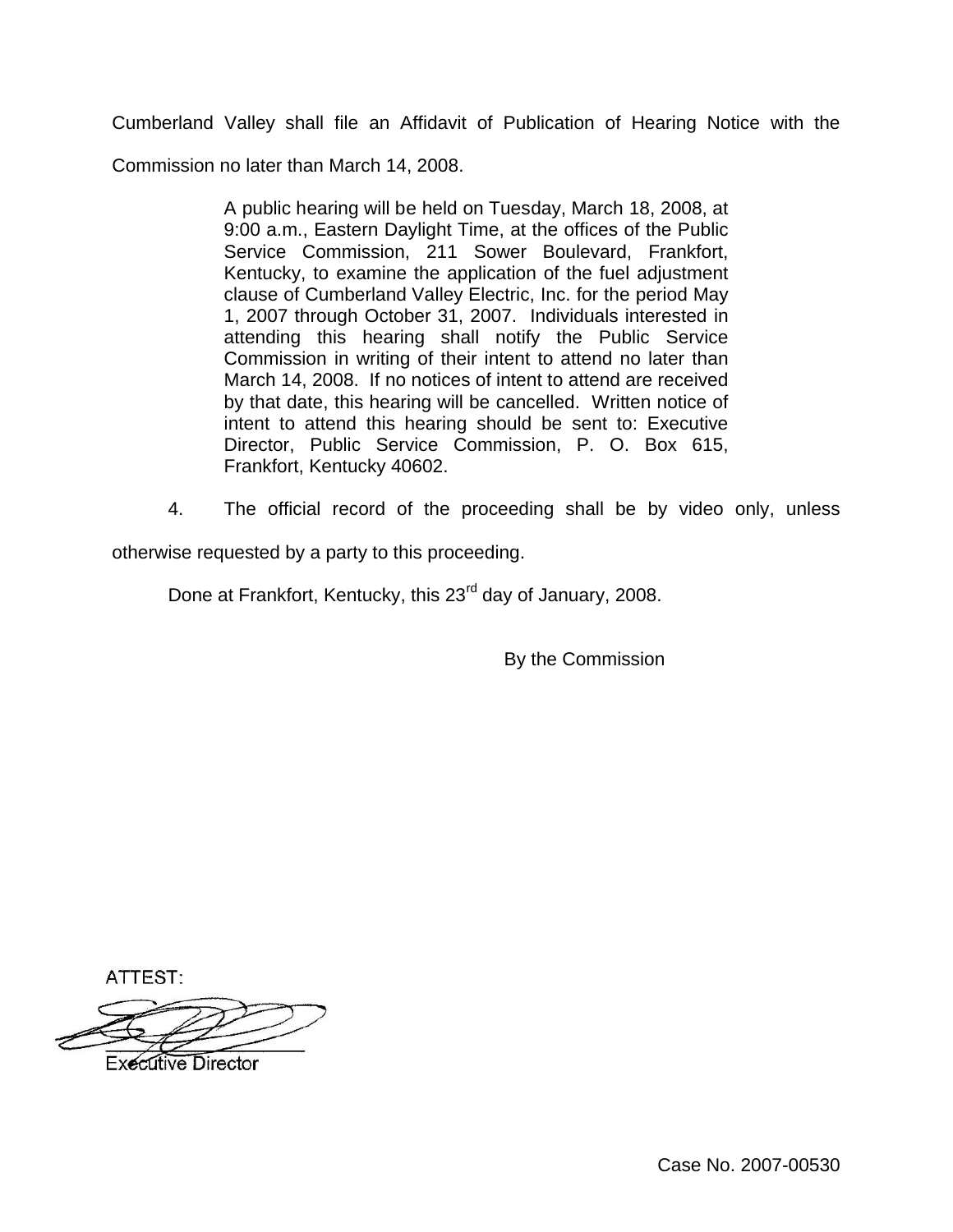Cumberland Valley shall file an Affidavit of Publication of Hearing Notice with the Commission no later than March 14, 2008.

> A public hearing will be held on Tuesday, March 18, 2008, at 9:00 a.m., Eastern Daylight Time, at the offices of the Public Service Commission, 211 Sower Boulevard, Frankfort, Kentucky, to examine the application of the fuel adjustment clause of Cumberland Valley Electric, Inc. for the period May 1, 2007 through October 31, 2007. Individuals interested in attending this hearing shall notify the Public Service Commission in writing of their intent to attend no later than March 14, 2008. If no notices of intent to attend are received by that date, this hearing will be cancelled. Written notice of intent to attend this hearing should be sent to: Executive Director, Public Service Commission, P. O. Box 615, Frankfort, Kentucky 40602.

4. The official record of the proceeding shall be by video only, unless otherwise requested by a party to this proceeding.

Done at Frankfort, Kentucky, this 23rd day of January, 2008.

By the Commission

ATTEST:

Executive Director

Case No. 2007-00530